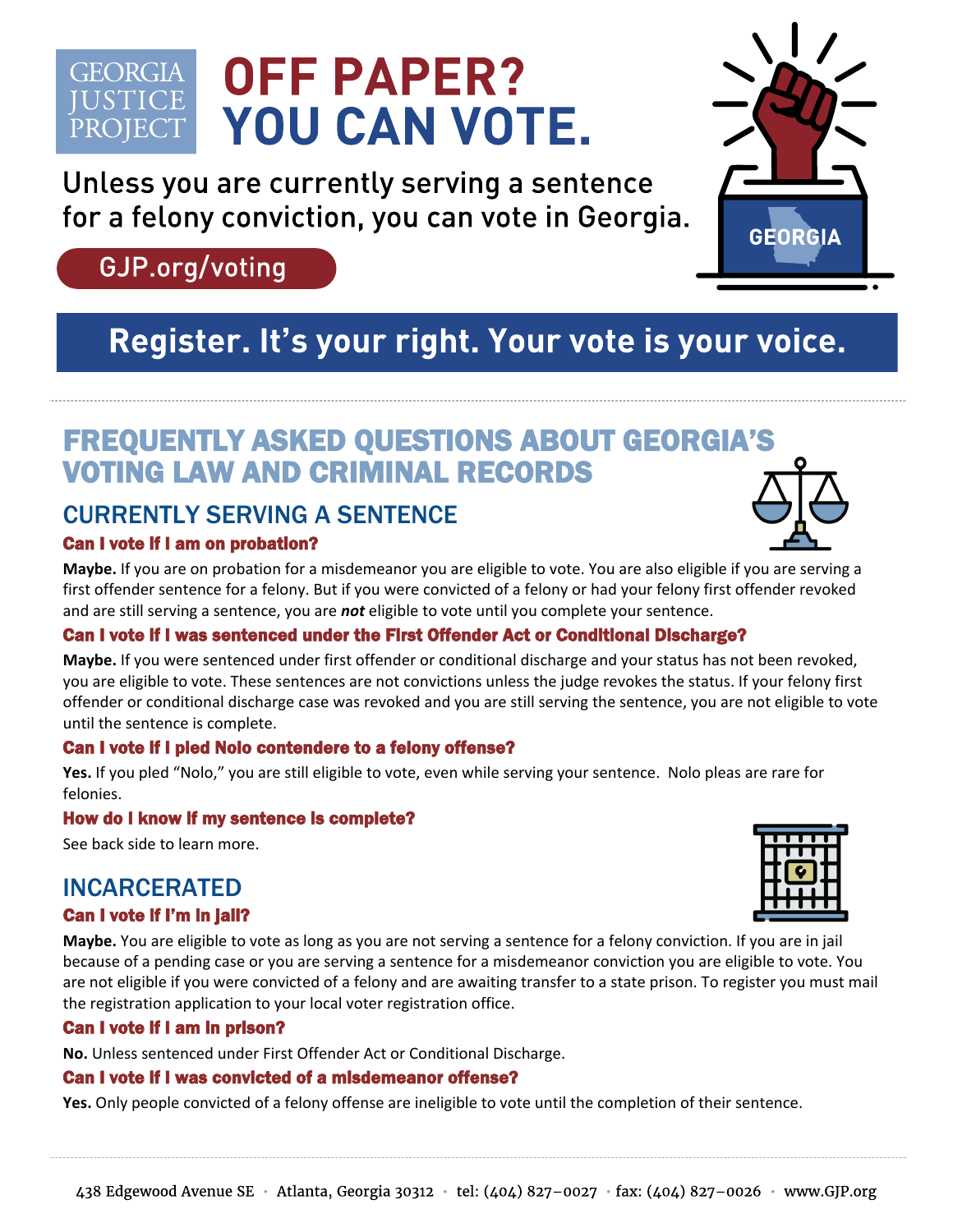GEORGIA JUSTICE PROJECT

# OFF PAPER? YOU CAN VOTE.

Unless you are currently serving a sentence for a felony conviction, you can vote in Georgia.

GJP.org/voting

GEORGIA

## Register. It's your right. Your vote is your voice.

## FREQUENTLY ASKED QUESTIONS ABOUT GEORGIA'S VOTING LAW AND CRIMINAL RECORDS

### CURRENTLY SERVING A SENTENCE

#### Can I vote if I am on probation?

**Maybe.** If you are on probation for a misdemeanor you are eligible to vote. You are also eligible if you are serving a first offender sentence for a felony. But if you were convicted of a felony or had your felony first offender revoked and are still serving a sentence, you are ***not*** eligible to vote until you complete your sentence.

#### Can I vote if I was sentenced under the First Offender Act or Conditional Discharge?

**Maybe.** If you were sentenced under first offender or conditional discharge and your status has not been revoked, you are eligible to vote. These sentences are not convictions unless the judge revokes the status. If your felony first offender or conditional discharge case was revoked and you are still serving the sentence, you are not eligible to vote until the sentence is complete.

#### Can I vote if I pled Nolo contendere to a felony offense?

**Yes.** If you pled "Nolo," you are still eligible to vote, even while serving your sentence. Nolo pleas are rare for felonies.

#### How do I know if my sentence is complete?

See back side to learn more.

### INCARCERATED

#### Can I vote if I'm in jail?

**Maybe.** You are eligible to vote as long as you are not serving a sentence for a felony conviction. If you are in jail because of a pending case or you are serving a sentence for a misdemeanor conviction you are eligible to vote. You are not eligible if you were convicted of a felony and are awaiting transfer to a state prison. To register you must mail the registration application to your local voter registration office.

#### Can I vote if I am in prison?

**No.** Unless sentenced under First Offender Act or Conditional Discharge.

#### Can I vote if I was convicted of a misdemeanor offense?

**Yes.** Only people convicted of a felony offense are ineligible to vote until the completion of their sentence.

438 Edgewood Avenue SE • Atlanta, Georgia 30312 • tel: (404) 827–0027 • fax: (404) 827–0026 • www.GJP.org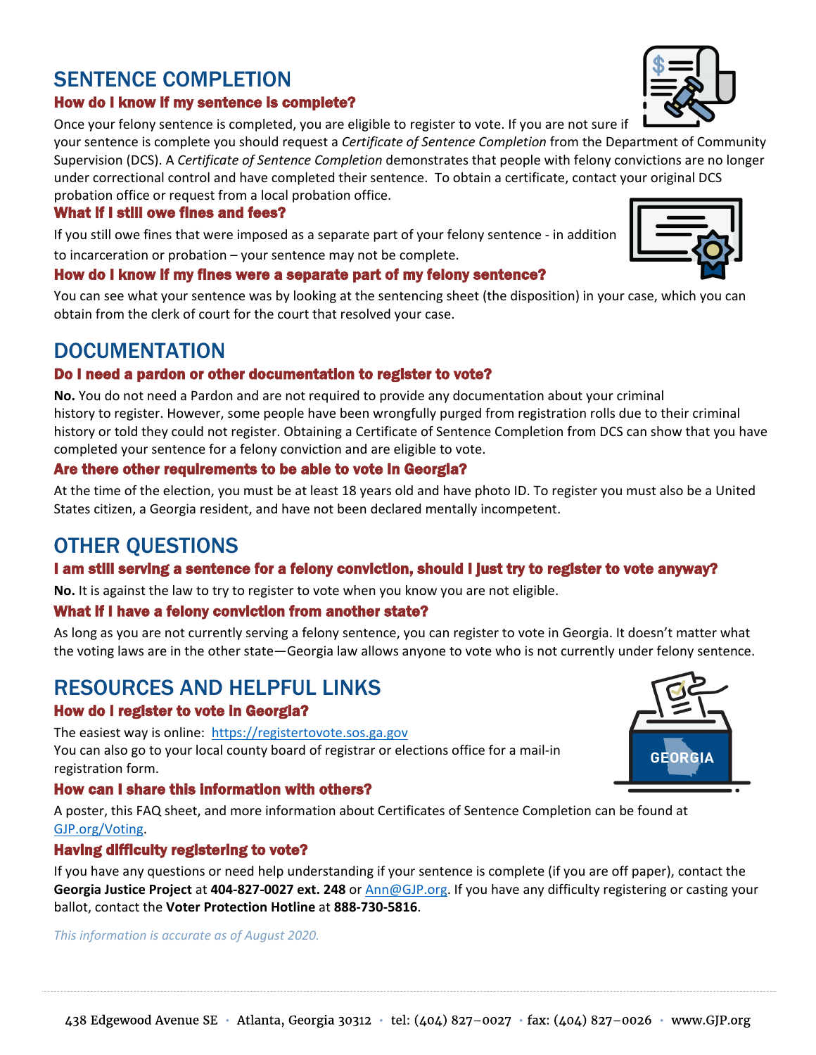## SENTENCE COMPLETION

### How do I know if my sentence is complete?

Once your felony sentence is completed, you are eligible to register to vote. If you are not sure if your sentence is complete you should request a *Certificate of Sentence Completion* from the Department of Community Supervision (DCS). A *Certificate of Sentence Completion* demonstrates that people with felony convictions are no longer under correctional control and have completed their sentence. To obtain a certificate, contact your original DCS probation office or request from a local probation office.

### What if I still owe fines and fees?

If you still owe fines that were imposed as a separate part of your felony sentence - in addition to incarceration or probation – your sentence may not be complete.

### How do I know if my fines were a separate part of my felony sentence?

You can see what your sentence was by looking at the sentencing sheet (the disposition) in your case, which you can obtain from the clerk of court for the court that resolved your case.

## DOCUMENTATION

### Do I need a pardon or other documentation to register to vote?

**No.** You do not need a Pardon and are not required to provide any documentation about your criminal history to register. However, some people have been wrongfully purged from registration rolls due to their criminal history or told they could not register. Obtaining a Certificate of Sentence Completion from DCS can show that you have completed your sentence for a felony conviction and are eligible to vote.

### Are there other requirements to be able to vote in Georgia?

At the time of the election, you must be at least 18 years old and have photo ID. To register you must also be a United States citizen, a Georgia resident, and have not been declared mentally incompetent.

## OTHER QUESTIONS

### I am still serving a sentence for a felony conviction, should I just try to register to vote anyway?

**No.** It is against the law to try to register to vote when you know you are not eligible.

### What if I have a felony conviction from another state?

As long as you are not currently serving a felony sentence, you can register to vote in Georgia. It doesn't matter what the voting laws are in the other state—Georgia law allows anyone to vote who is not currently under felony sentence.

## RESOURCES AND HELPFUL LINKS

### How do I register to vote in Georgia?

The easiest way is online: https://registertovote.sos.ga.gov

You can also go to your local county board of registrar or elections office for a mail-in registration form.

### How can I share this information with others?

A poster, this FAQ sheet, and more information about Certificates of Sentence Completion can be found at GJP.org/Voting.

### Having difficulty registering to vote?

If you have any questions or need help understanding if your sentence is complete (if you are off paper), contact the **Georgia Justice Project** at **404-827-0027 ext. 248** or Ann@GJP.org. If you have any difficulty registering or casting your ballot, contact the **Voter Protection Hotline** at **888-730-5816**.

*This information is accurate as of August 2020.*

438 Edgewood Avenue SE • Atlanta, Georgia 30312 • tel: (404) 827–0027 • fax: (404) 827–0026 • www.GJP.org